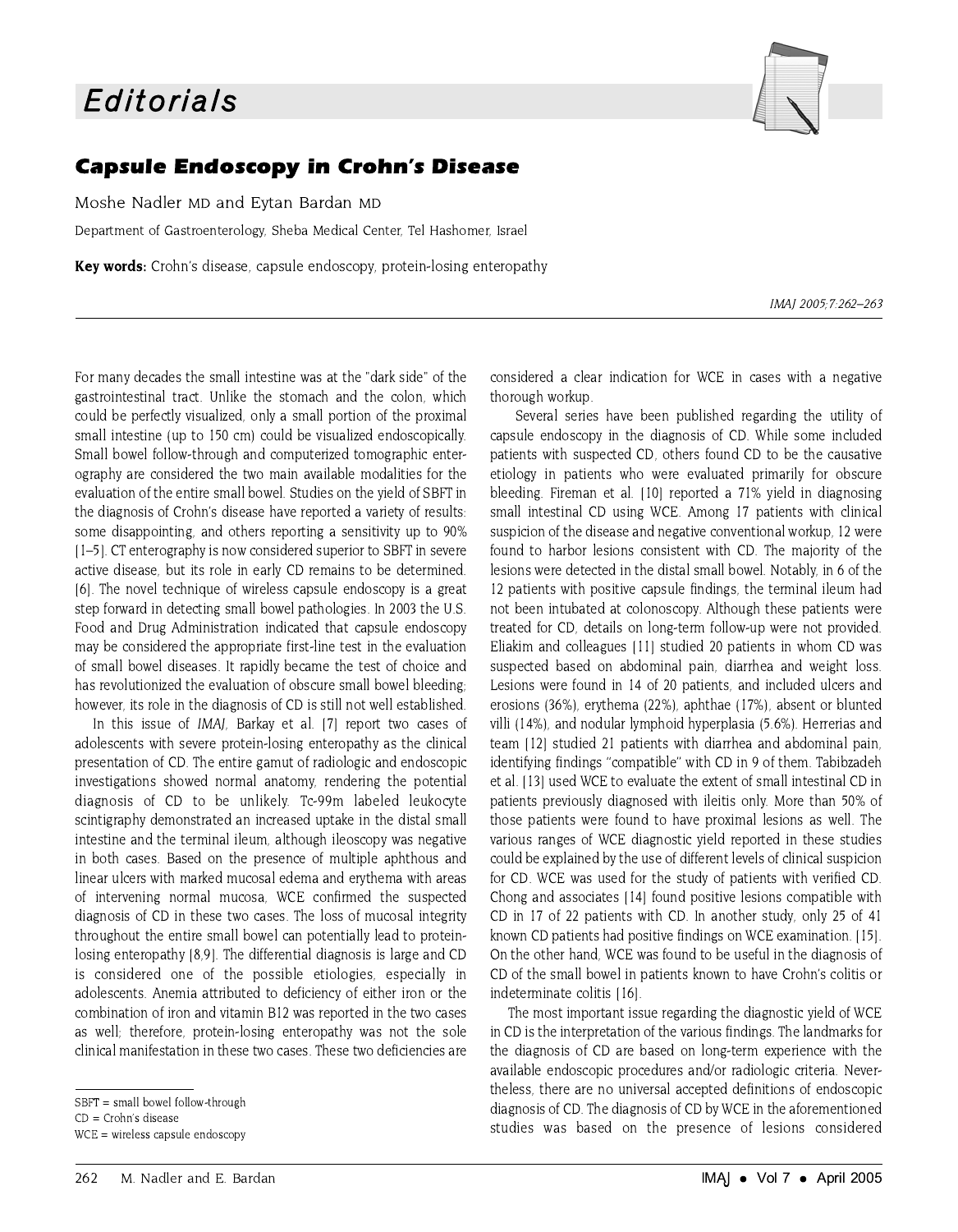# Editorials

## Capsule Endoscopy in Crohn's Disease

Moshe Nadler MD and Eytan Bardan MD

Department of Gastroenterology, Sheba Medical Center, Tel Hashomer, Israel

**Key words:** Crohn's disease, capsule endoscopy, protein-losing enteropathy

For many decades the small intestine was at the "dark side" of the gastrointestinal tract. Unlike the stomach and the colon, which could be perfectly visualized, only a small portion of the proximal small intestine (up to 150 cm) could be visualized endoscopically. Small bowel follow-through and computerized tomographic enterography are considered the two main available modalities for the evaluation of the entire small bowel. Studies on the yield of SBFT in the diagnosis of Crohn's disease have reported a variety of results: some disappointing, and others reporting a sensitivity up to 90% [1–5]. CT enterography is now considered superior to SBFT in severe active disease, but its role in early CD remains to be determined. [6]. The novel technique of wireless capsule endoscopy is a great step forward in detecting small bowel pathologies. In 2003 the U.S. Food and Drug Administration indicated that capsule endoscopy may be considered the appropriate first-line test in the evaluation of small bowel diseases. It rapidly became the test of choice and has revolutionized the evaluation of obscure small bowel bleeding; however, its role in the diagnosis of CD is still not well established.

In this issue of *IMAJ*, Barkay et al. [7] report two cases of adolescents with severe protein-losing enteropathy as the clinical presentation of CD. The entire gamut of radiologic and endoscopic investigations showed normal anatomy, rendering the potential diagnosis of CD to be unlikely. Tc-99m labeled leukocyte scintigraphy demonstrated an increased uptake in the distal small intestine and the terminal ileum, although ileoscopy was negative in both cases. Based on the presence of multiple aphthous and linear ulcers with marked mucosal edema and erythema with areas of intervening normal mucosa, WCE confirmed the suspected diagnosis of CD in these two cases. The loss of mucosal integrity throughout the entire small bowel can potentially lead to protein-losing enteropathy [8,9]. The differential diagnosis is large and CD is considered one of the possible etiologies, especially in adolescents. Anemia attributed to deficiency of either iron or the combination of iron and vitamin B12 was reported in the two cases as well; therefore, protein-losing enteropathy was not the sole clinical manifestation in these two cases. These two deficiencies are considered a clear indication for WCE in cases with a negative thorough workup.

Several series have been published regarding the utility of capsule endoscopy in the diagnosis of CD. While some included patients with suspected CD, others found CD to be the causative etiology in patients who were evaluated primarily for obscure bleeding. Fireman et al. [10] reported a 71% yield in diagnosing small intestinal CD using WCE. Among 17 patients with clinical suspicion of the disease and negative conventional workup, 12 were found to harbor lesions consistent with CD. The majority of the lesions were detected in the distal small bowel. Notably, in 6 of the 12 patients with positive capsule findings, the terminal ileum had not been intubated at colonoscopy. Although these patients were treated for CD, details on long-term follow-up were not provided. Eliakim and colleagues [11] studied 20 patients in whom CD was suspected based on abdominal pain, diarrhea and weight loss. Lesions were found in 14 of 20 patients, and included ulcers and erosions (36%), erythema (22%), aphthae (17%), absent or blunted villi (14%), and nodular lymphoid hyperplasia (5.6%). Herrerias and team [12] studied 21 patients with diarrhea and abdominal pain, identifying findings "compatible" with CD in 9 of them. Tabibzadeh et al. [13] used WCE to evaluate the extent of small intestinal CD in patients previously diagnosed with ileitis only. More than 50% of those patients were found to have proximal lesions as well. The various ranges of WCE diagnostic yield reported in these studies could be explained by the use of different levels of clinical suspicion for CD. WCE was used for the study of patients with verified CD. Chong and associates [14] found positive lesions compatible with CD in 17 of 22 patients with CD. In another study, only 25 of 41 known CD patients had positive findings on WCE examination. [15]. On the other hand, WCE was found to be useful in the diagnosis of CD of the small bowel in patients known to have Crohn's colitis or indeterminate colitis [16].

The most important issue regarding the diagnostic yield of WCE in CD is the interpretation of the various findings. The landmarks for the diagnosis of CD are based on long-term experience with the available endoscopic procedures and/or radiologic criteria. Nevertheless, there are no universal accepted definitions of endoscopic diagnosis of CD. The diagnosis of CD by WCE in the aforementioned studies was based on the presence of lesions considered

SBFT = small bowel follow-through
CD = Crohn's disease
WCE = wireless capsule endoscopy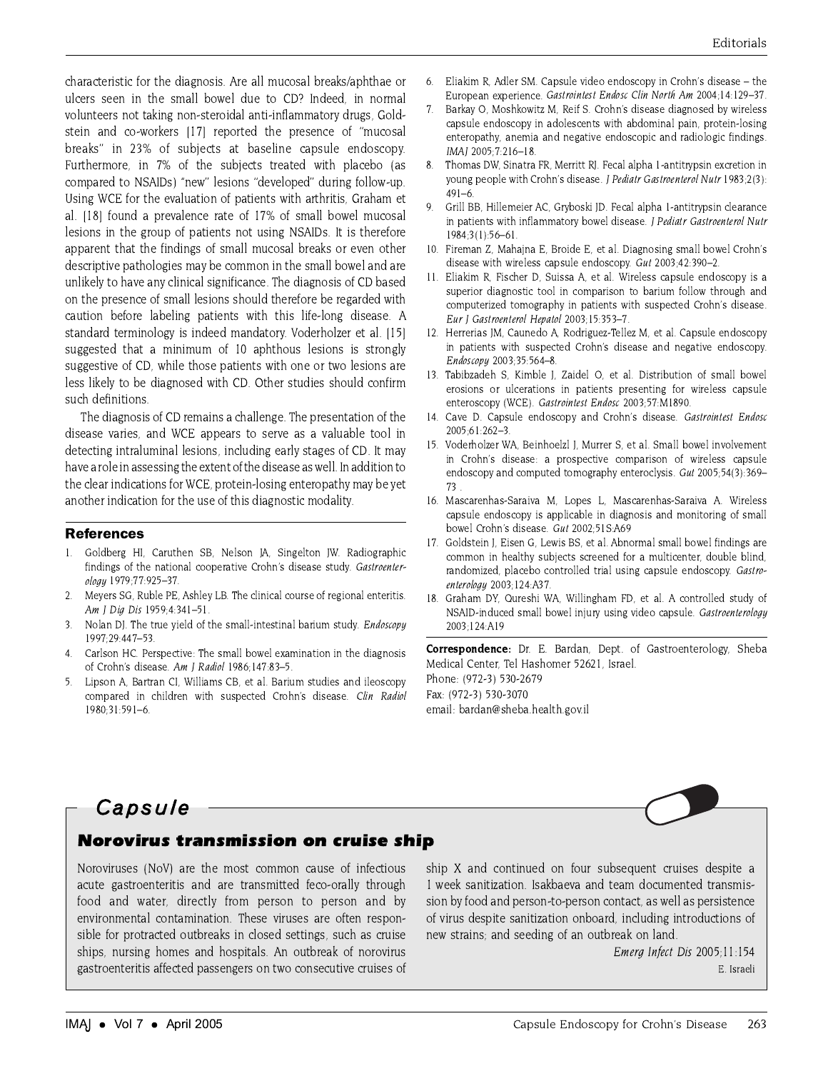characteristic for the diagnosis. Are all mucosal breaks/aphthae or ulcers seen in the small bowel due to CD? Indeed, in normal volunteers not taking non-steroidal anti-inflammatory drugs, Goldstein and co-workers [17] reported the presence of "mucosal breaks" in 23% of subjects at baseline capsule endoscopy. Furthermore, in 7% of the subjects treated with placebo (as compared to NSAIDs) "new" lesions "developed" during follow-up. Using WCE for the evaluation of patients with arthritis, Graham et al. [18] found a prevalence rate of 17% of small bowel mucosal lesions in the group of patients not using NSAIDs. It is therefore apparent that the findings of small mucosal breaks or even other descriptive pathologies may be common in the small bowel and are unlikely to have any clinical significance. The diagnosis of CD based on the presence of small lesions should therefore be regarded with caution before labeling patients with this life-long disease. A standard terminology is indeed mandatory. Voderholzer et al. [15] suggested that a minimum of 10 aphthous lesions is strongly suggestive of CD, while those patients with one or two lesions are less likely to be diagnosed with CD. Other studies should confirm such definitions.

The diagnosis of CD remains a challenge. The presentation of the disease varies, and WCE appears to serve as a valuable tool in detecting intraluminal lesions, including early stages of CD. It may have a role in assessing the extent of the disease as well. In addition to the clear indications for WCE, protein-losing enteropathy may be yet another indication for the use of this diagnostic modality.

## References

1. Goldberg HI, Caruthen SB, Nelson JA, Singelton JW. Radiographic findings of the national cooperative Crohn's disease study. *Gastroenterology* 1979;77:925–37.
2. Meyers SG, Ruble PE, Ashley LB. The clinical course of regional enteritis. *Am J Dig Dis* 1959;4:341–51.
3. Nolan DJ. The true yield of the small-intestinal barium study. *Endoscopy* 1997;29:447–53.
4. Carlson HC. Perspective: The small bowel examination in the diagnosis of Crohn's disease. *Am J Radiol* 1986;147:83–5.
5. Lipson A, Bartran CI, Williams CB, et al. Barium studies and ileoscopy compared in children with suspected Crohn's disease. *Clin Radiol* 1980;31:591–6.
6. Eliakim R, Adler SM. Capsule video endoscopy in Crohn's disease – the European experience. *Gastrointest Endosc Clin North Am* 2004;14:129–37.
7. Barkay O, Moshkowitz M, Reif S. Crohn's disease diagnosed by wireless capsule endoscopy in adolescents with abdominal pain, protein-losing enteropathy, anemia and negative endoscopic and radiologic findings. *IMAJ* 2005;7:216–18.
8. Thomas DW, Sinatra FR, Merritt RJ. Fecal alpha 1-antitrypsin excretion in young people with Crohn's disease. *J Pediatr Gastroenterol Nutr* 1983;2(3):491–6.
9. Grill BB, Hillemeier AC, Gryboski JD. Fecal alpha 1-antitrypsin clearance in patients with inflammatory bowel disease. *J Pediatr Gastroenterol Nutr* 1984;3(1):56–61.
10. Fireman Z, Mahajna E, Broide E, et al. Diagnosing small bowel Crohn's disease with wireless capsule endoscopy. *Gut* 2003;42:390–2.
11. Eliakim R, Fischer D, Suissa A, et al. Wireless capsule endoscopy is a superior diagnostic tool in comparison to barium follow through and computerized tomography in patients with suspected Crohn's disease. *Eur J Gastroenterol Hepatol* 2003;15:353–7.
12. Herrerias JM, Caunedo A, Rodriguez-Tellez M, et al. Capsule endoscopy in patients with suspected Crohn's disease and negative endoscopy. *Endoscopy* 2003;35:564–8.
13. Tabibzadeh S, Kimble J, Zaidel O, et al. Distribution of small bowel erosions or ulcerations in patients presenting for wireless capsule enteroscopy (WCE). *Gastrointest Endosc* 2003;57:M1890.
14. Cave D. Capsule endoscopy and Crohn's disease. *Gastrointest Endosc* 2005;61:262–3.
15. Voderholzer WA, Beinhoelzl J, Murrer S, et al. Small bowel involvement in Crohn's disease: a prospective comparison of wireless capsule endoscopy and computed tomography enteroclysis. *Gut* 2005;54(3):369–73 .
16. Mascarenhas-Saraiva M, Lopes L, Mascarenhas-Saraiva A. Wireless capsule endoscopy is applicable in diagnosis and monitoring of small bowel Crohn's disease. *Gut* 2002;51S:A69
17. Goldstein J, Eisen G, Lewis BS, et al. Abnormal small bowel findings are common in healthy subjects screened for a multicenter, double blind, randomized, placebo controlled trial using capsule endoscopy. *Gastroenterology* 2003;124:A37.
18. Graham DY, Qureshi WA, Willingham FD, et al. A controlled study of NSAID-induced small bowel injury using video capsule. *Gastroenterology* 2003;124:A19

**Correspondence:** Dr. E. Bardan, Dept. of Gastroenterology, Sheba Medical Center, Tel Hashomer 52621, Israel.
Phone: (972-3) 530-2679
Fax: (972-3) 530-3070
email: bardan@sheba.health.gov.il

## Capsule

### Norovirus transmission on cruise ship

Noroviruses (NoV) are the most common cause of infectious acute gastroenteritis and are transmitted feco-orally through food and water, directly from person to person and by environmental contamination. These viruses are often responsible for protracted outbreaks in closed settings, such as cruise ships, nursing homes and hospitals. An outbreak of norovirus gastroenteritis affected passengers on two consecutive cruises of ship X and continued on four subsequent cruises despite a 1 week sanitization. Isakbaeva and team documented transmission by food and person-to-person contact, as well as persistence of virus despite sanitization onboard, including introductions of new strains; and seeding of an outbreak on land.

*Emerg Infect Dis* 2005;11:154

E. Israeli